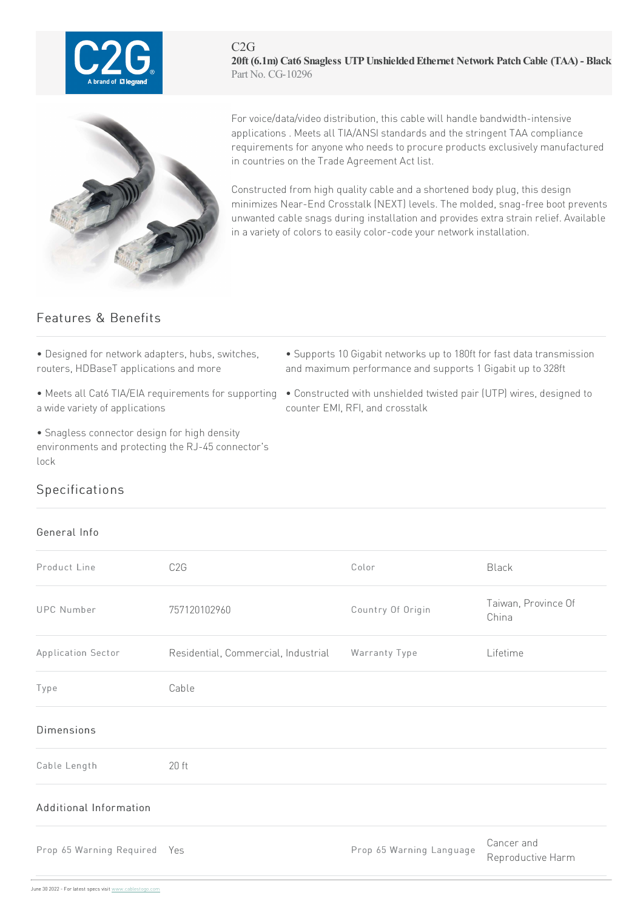C2G

**20ft (6.1m) Cat6 Snagless UTP Unshielded Ethernet Network Patch Cable (TAA) - Black**

Part No. CG-10296

For voice/data/video distribution, this cable will handle bandwidth-intensive applications . Meets all TIA/ANSI standards and the stringent TAA compliance requirements for anyone who needs to procure products exclusively manufactured in countries on the Trade Agreement Act list.

Constructed from high quality cable and a shortened body plug, this design minimizes Near-End Crosstalk (NEXT) levels. The molded, snag-free boot prevents unwanted cable snags during installation and provides extra strain relief. Available in a variety of colors to easily color-code your network installation.

## Features & Benefits

- Designed for network adapters, hubs, switches, routers, HDBaseT applications and more
- Meets all Cat6 TIA/EIA requirements for supporting a wide variety of applications
- Snagless connector design for high density environments and protecting the RJ-45 connector's lock
- Supports 10 Gigabit networks up to 180ft for fast data transmission and maximum performance and supports 1 Gigabit up to 328ft
- Constructed with unshielded twisted pair (UTP) wires, designed to counter EMI, RFI, and crosstalk

## Specifications

### General Info

| | | | |
|---|---|---|---|
| Product Line | C2G | Color | Black |
| UPC Number | 757120102960 | Country Of Origin | Taiwan, Province Of China |
| Application Sector | Residential, Commercial, Industrial | Warranty Type | Lifetime |
| Type | Cable | | |

### Dimensions

| | |
|---|---|
| Cable Length | 20 ft |

### Additional Information

| | | | |
|---|---|---|---|
| Prop 65 Warning Required | Yes | Prop 65 Warning Language | Cancer and Reproductive Harm |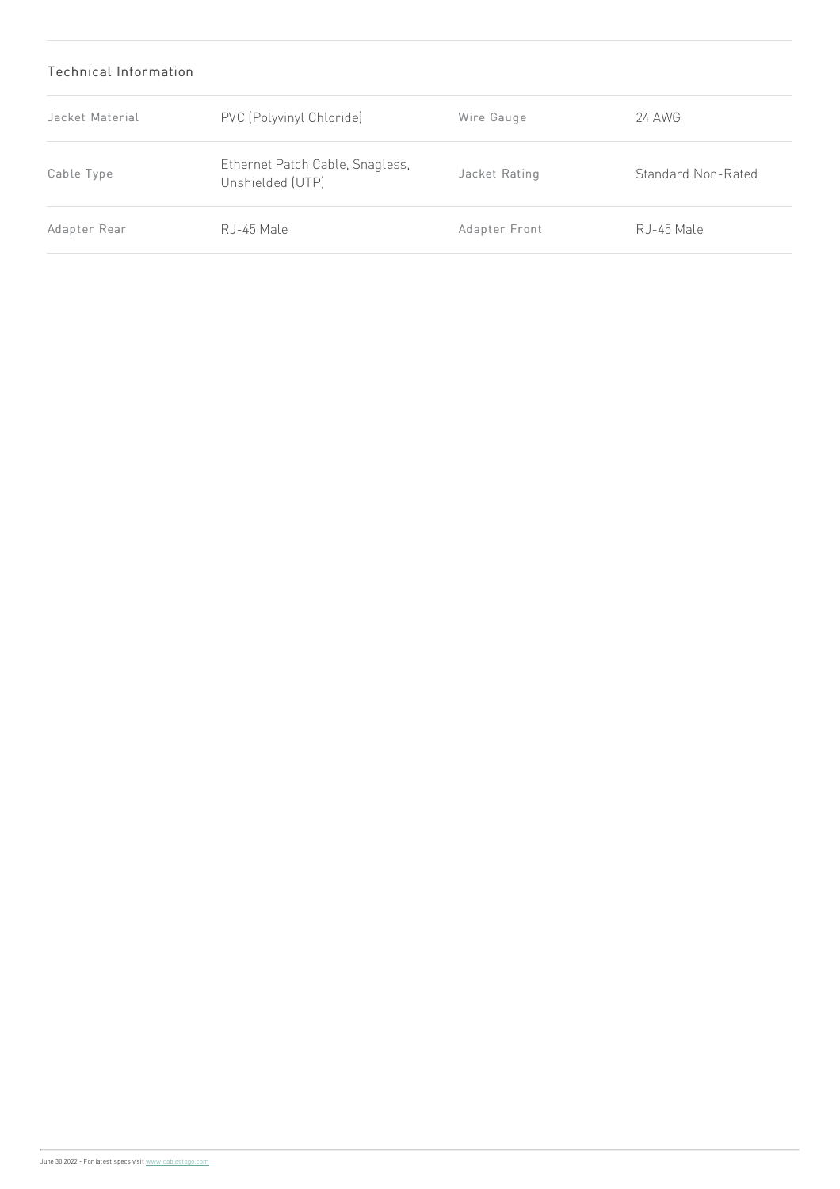## Technical Information

| | | | |
|---|---|---|---|
| Jacket Material | PVC (Polyvinyl Chloride) | Wire Gauge | 24 AWG |
| Cable Type | Ethernet Patch Cable, Snagless, Unshielded (UTP) | Jacket Rating | Standard Non-Rated |
| Adapter Rear | RJ-45 Male | Adapter Front | RJ-45 Male |